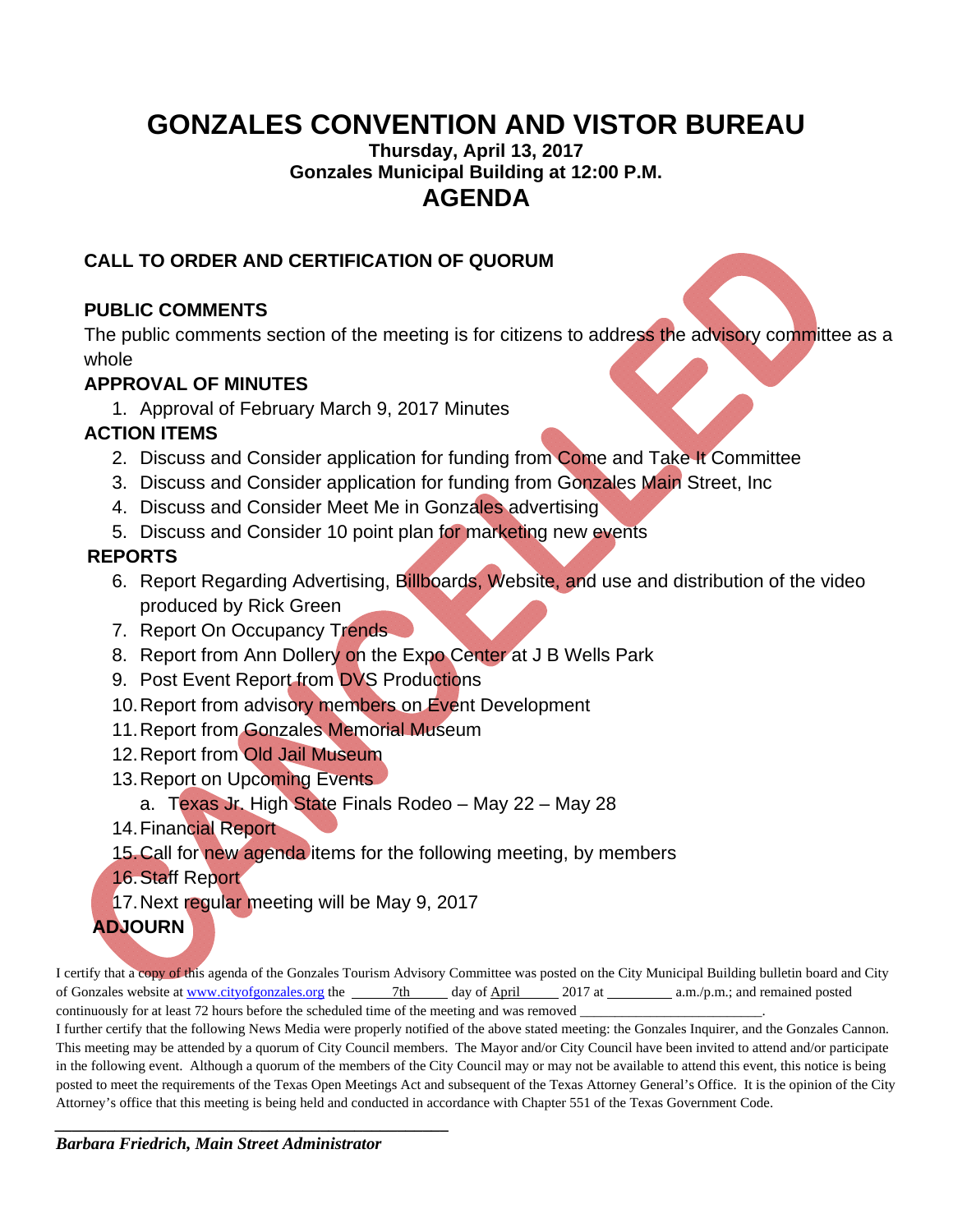# GONZALES CONVENTION AND VISTOR BUREAU

**Thursday, April 13, 2017**
**Gonzales Municipal Building at 12:00 P.M.**

## AGENDA

CANCELED

**CALL TO ORDER AND CERTIFICATION OF QUORUM**

**PUBLIC COMMENTS**

The public comments section of the meeting is for citizens to address the advisory committee as a whole

**APPROVAL OF MINUTES**

1. Approval of February March 9, 2017 Minutes

**ACTION ITEMS**

2. Discuss and Consider application for funding from Come and Take It Committee
3. Discuss and Consider application for funding from Gonzales Main Street, Inc
4. Discuss and Consider Meet Me in Gonzales advertising
5. Discuss and Consider 10 point plan for marketing new events

**REPORTS**

6. Report Regarding Advertising, Billboards, Website, and use and distribution of the video produced by Rick Green
7. Report On Occupancy Trends
8. Report from Ann Dollery on the Expo Center at J B Wells Park
9. Post Event Report from DVS Productions
10. Report from advisory members on Event Development
11. Report from Gonzales Memorial Museum
12. Report from Old Jail Museum
13. Report on Upcoming Events
    a. Texas Jr. High State Finals Rodeo – May 22 – May 28
14. Financial Report
15. Call for new agenda items for the following meeting, by members
16. Staff Report
17. Next regular meeting will be May 9, 2017

**ADJOURN**

I certify that a copy of this agenda of the Gonzales Tourism Advisory Committee was posted on the City Municipal Building bulletin board and City of Gonzales website at www.cityofgonzales.org the ______7th______ day of April______ 2017 at _________ a.m./p.m.; and remained posted continuously for at least 72 hours before the scheduled time of the meeting and was removed __________________________.

I further certify that the following News Media were properly notified of the above stated meeting: the Gonzales Inquirer, and the Gonzales Cannon. This meeting may be attended by a quorum of City Council members. The Mayor and/or City Council have been invited to attend and/or participate in the following event. Although a quorum of the members of the City Council may or may not be available to attend this event, this notice is being posted to meet the requirements of the Texas Open Meetings Act and subsequent of the Texas Attorney General's Office. It is the opinion of the City Attorney's office that this meeting is being held and conducted in accordance with Chapter 551 of the Texas Government Code.

_____________________________________

*Barbara Friedrich, Main Street Administrator*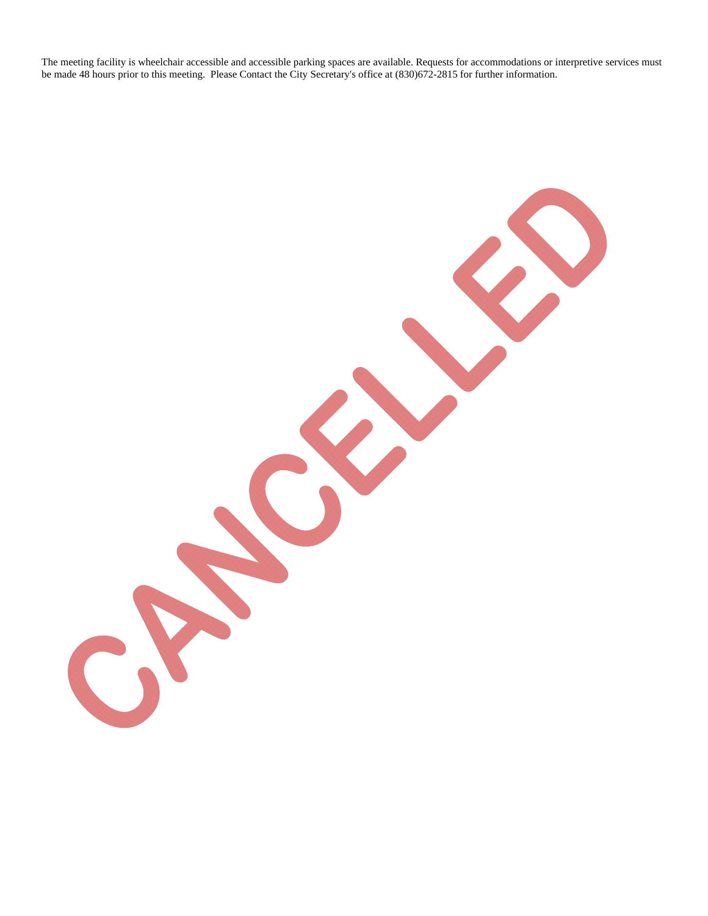The meeting facility is wheelchair accessible and accessible parking spaces are available. Requests for accommodations or interpretive services must be made 48 hours prior to this meeting. Please Contact the City Secretary's office at (830)672-2815 for further information.

CANCELLED